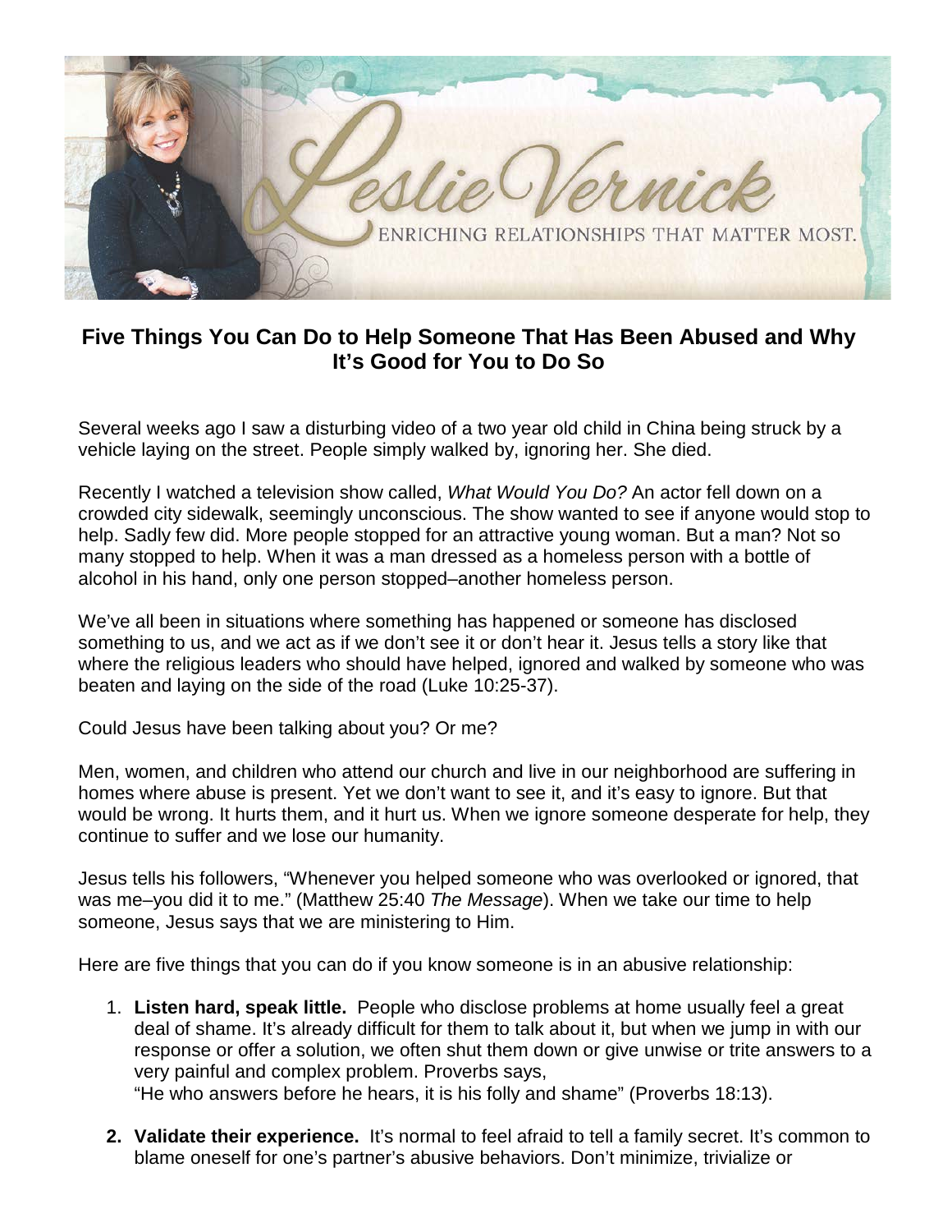## Five Things You Can Do to Help Someone That Has Been Abused and Why It's Good for You to Do So

Several weeks ago I saw a disturbing video of a two year old child in China being struck by a vehicle laying on the street. People simply walked by, ignoring her. She died.

Recently I watched a television show called, *What Would You Do?* An actor fell down on a crowded city sidewalk, seemingly unconscious. The show wanted to see if anyone would stop to help. Sadly few did. More people stopped for an attractive young woman. But a man? Not so many stopped to help. When it was a man dressed as a homeless person with a bottle of alcohol in his hand, only one person stopped–another homeless person.

We've all been in situations where something has happened or someone has disclosed something to us, and we act as if we don't see it or don't hear it. Jesus tells a story like that where the religious leaders who should have helped, ignored and walked by someone who was beaten and laying on the side of the road (Luke 10:25-37).

Could Jesus have been talking about you? Or me?

Men, women, and children who attend our church and live in our neighborhood are suffering in homes where abuse is present. Yet we don't want to see it, and it's easy to ignore. But that would be wrong. It hurts them, and it hurt us. When we ignore someone desperate for help, they continue to suffer and we lose our humanity.

Jesus tells his followers, "Whenever you helped someone who was overlooked or ignored, that was me–you did it to me." (Matthew 25:40 *The Message*). When we take our time to help someone, Jesus says that we are ministering to Him.

Here are five things that you can do if you know someone is in an abusive relationship:

1. **Listen hard, speak little.** People who disclose problems at home usually feel a great deal of shame. It's already difficult for them to talk about it, but when we jump in with our response or offer a solution, we often shut them down or give unwise or trite answers to a very painful and complex problem. Proverbs says,
   "He who answers before he hears, it is his folly and shame" (Proverbs 18:13).

2. **Validate their experience.** It's normal to feel afraid to tell a family secret. It's common to blame oneself for one's partner's abusive behaviors. Don't minimize, trivialize or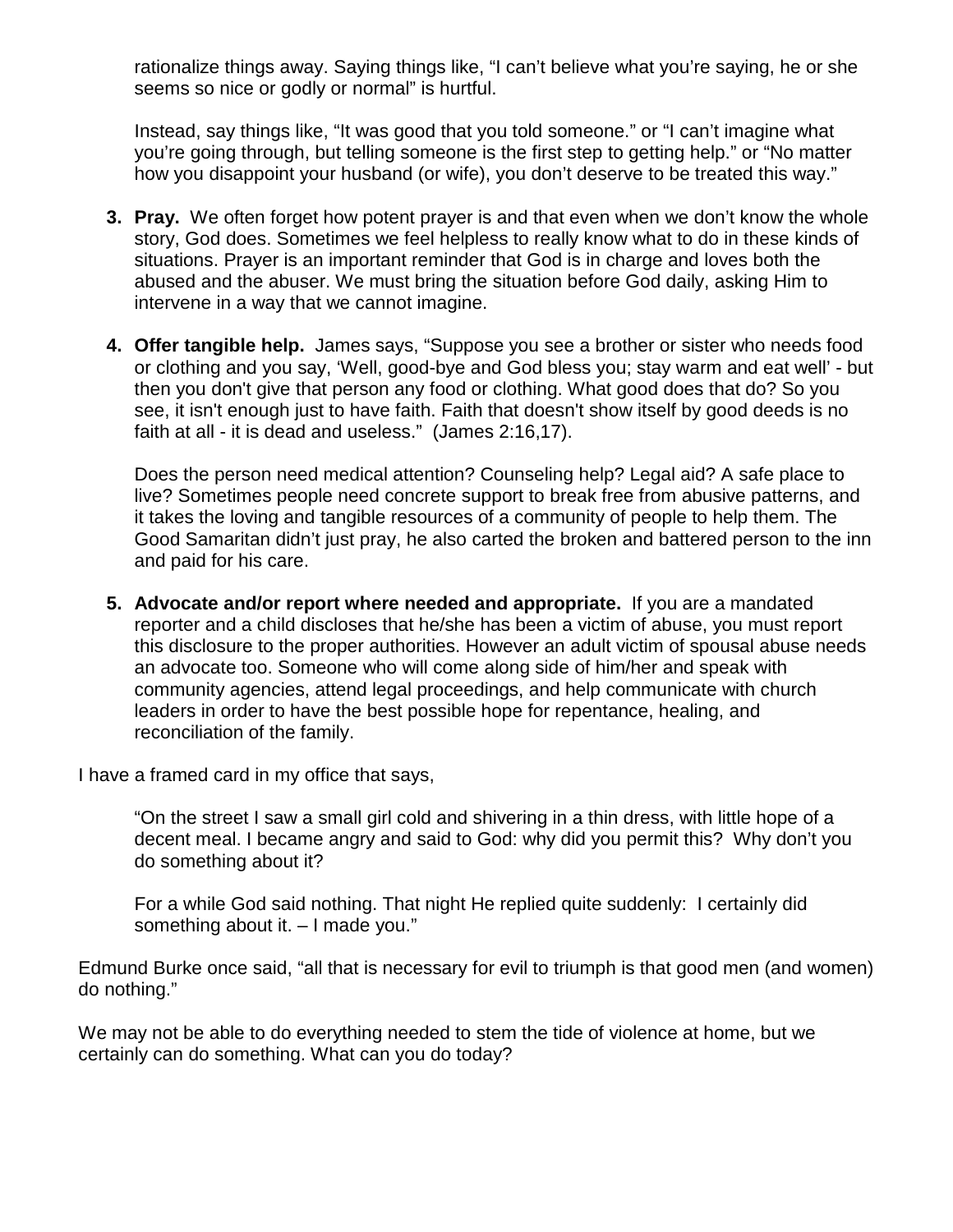rationalize things away. Saying things like, "I can't believe what you're saying, he or she seems so nice or godly or normal" is hurtful.

Instead, say things like, "It was good that you told someone." or "I can't imagine what you're going through, but telling someone is the first step to getting help." or "No matter how you disappoint your husband (or wife), you don't deserve to be treated this way."

3. **Pray.** We often forget how potent prayer is and that even when we don't know the whole story, God does. Sometimes we feel helpless to really know what to do in these kinds of situations. Prayer is an important reminder that God is in charge and loves both the abused and the abuser. We must bring the situation before God daily, asking Him to intervene in a way that we cannot imagine.

4. **Offer tangible help.** James says, "Suppose you see a brother or sister who needs food or clothing and you say, 'Well, good-bye and God bless you; stay warm and eat well' - but then you don't give that person any food or clothing. What good does that do? So you see, it isn't enough just to have faith. Faith that doesn't show itself by good deeds is no faith at all - it is dead and useless." (James 2:16,17).

   Does the person need medical attention? Counseling help? Legal aid? A safe place to live? Sometimes people need concrete support to break free from abusive patterns, and it takes the loving and tangible resources of a community of people to help them. The Good Samaritan didn't just pray, he also carted the broken and battered person to the inn and paid for his care.

5. **Advocate and/or report where needed and appropriate.** If you are a mandated reporter and a child discloses that he/she has been a victim of abuse, you must report this disclosure to the proper authorities. However an adult victim of spousal abuse needs an advocate too. Someone who will come along side of him/her and speak with community agencies, attend legal proceedings, and help communicate with church leaders in order to have the best possible hope for repentance, healing, and reconciliation of the family.

I have a framed card in my office that says,

> "On the street I saw a small girl cold and shivering in a thin dress, with little hope of a decent meal. I became angry and said to God: why did you permit this? Why don't you do something about it?
>
> For a while God said nothing. That night He replied quite suddenly: I certainly did something about it. – I made you."

Edmund Burke once said, "all that is necessary for evil to triumph is that good men (and women) do nothing."

We may not be able to do everything needed to stem the tide of violence at home, but we certainly can do something. What can you do today?